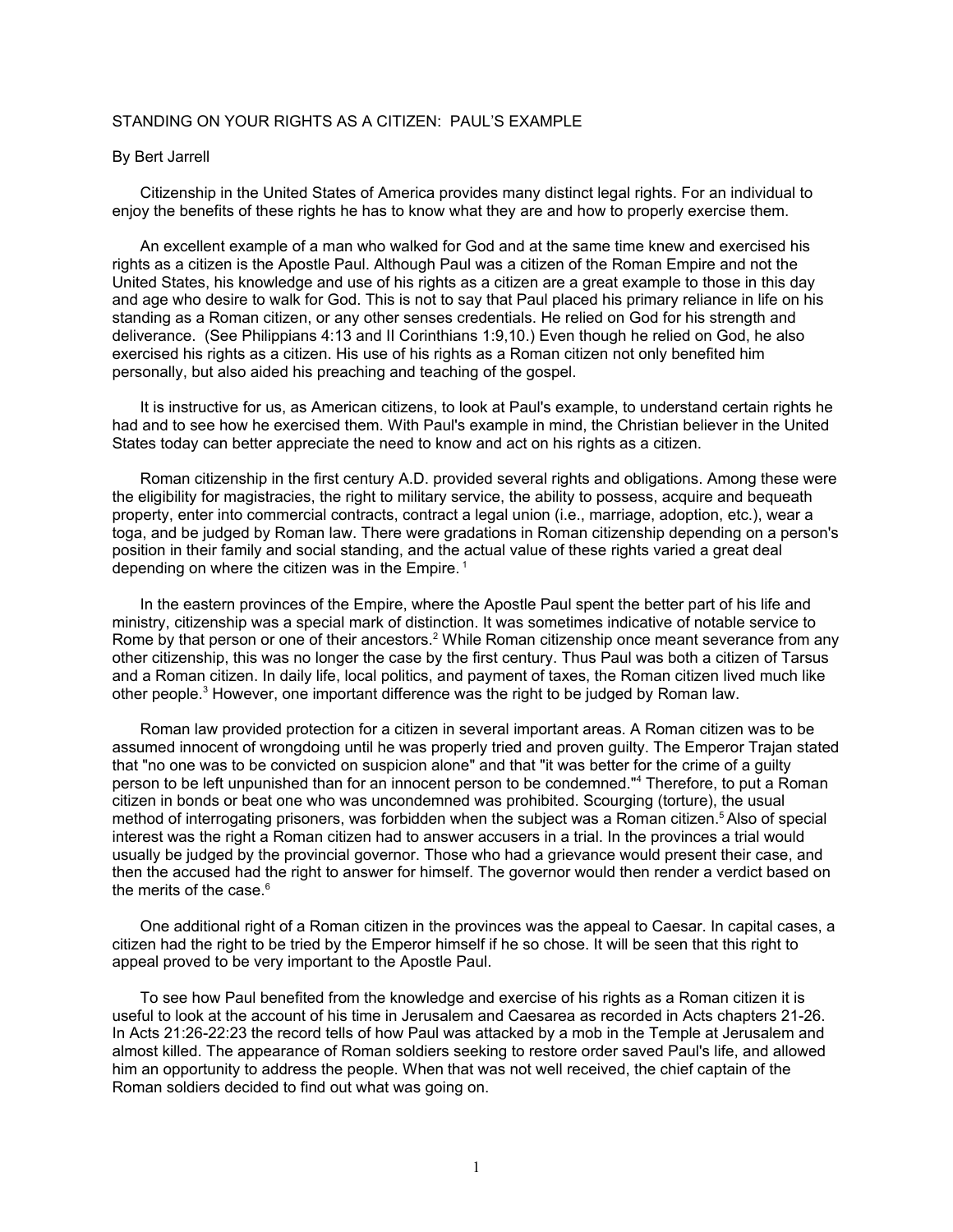# STANDING ON YOUR RIGHTS AS A CITIZEN: PAUL'S EXAMPLE

By Bert Jarrell

Citizenship in the United States of America provides many distinct legal rights. For an individual to enjoy the benefits of these rights he has to know what they are and how to properly exercise them.

An excellent example of a man who walked for God and at the same time knew and exercised his rights as a citizen is the Apostle Paul. Although Paul was a citizen of the Roman Empire and not the United States, his knowledge and use of his rights as a citizen are a great example to those in this day and age who desire to walk for God. This is not to say that Paul placed his primary reliance in life on his standing as a Roman citizen, or any other senses credentials. He relied on God for his strength and deliverance. (See Philippians 4:13 and II Corinthians 1:9,10.) Even though he relied on God, he also exercised his rights as a citizen. His use of his rights as a Roman citizen not only benefited him personally, but also aided his preaching and teaching of the gospel.

It is instructive for us, as American citizens, to look at Paul's example, to understand certain rights he had and to see how he exercised them. With Paul's example in mind, the Christian believer in the United States today can better appreciate the need to know and act on his rights as a citizen.

Roman citizenship in the first century A.D. provided several rights and obligations. Among these were the eligibility for magistracies, the right to military service, the ability to possess, acquire and bequeath property, enter into commercial contracts, contract a legal union (i.e., marriage, adoption, etc.), wear a toga, and be judged by Roman law. There were gradations in Roman citizenship depending on a person's position in their family and social standing, and the actual value of these rights varied a great deal depending on where the citizen was in the Empire. [1]

In the eastern provinces of the Empire, where the Apostle Paul spent the better part of his life and ministry, citizenship was a special mark of distinction. It was sometimes indicative of notable service to Rome by that person or one of their ancestors.[2] While Roman citizenship once meant severance from any other citizenship, this was no longer the case by the first century. Thus Paul was both a citizen of Tarsus and a Roman citizen. In daily life, local politics, and payment of taxes, the Roman citizen lived much like other people.[3] However, one important difference was the right to be judged by Roman law.

Roman law provided protection for a citizen in several important areas. A Roman citizen was to be assumed innocent of wrongdoing until he was properly tried and proven guilty. The Emperor Trajan stated that "no one was to be convicted on suspicion alone" and that "it was better for the crime of a guilty person to be left unpunished than for an innocent person to be condemned."[4] Therefore, to put a Roman citizen in bonds or beat one who was uncondemned was prohibited. Scourging (torture), the usual method of interrogating prisoners, was forbidden when the subject was a Roman citizen.[5] Also of special interest was the right a Roman citizen had to answer accusers in a trial. In the provinces a trial would usually be judged by the provincial governor. Those who had a grievance would present their case, and then the accused had the right to answer for himself. The governor would then render a verdict based on the merits of the case.[6]

One additional right of a Roman citizen in the provinces was the appeal to Caesar. In capital cases, a citizen had the right to be tried by the Emperor himself if he so chose. It will be seen that this right to appeal proved to be very important to the Apostle Paul.

To see how Paul benefited from the knowledge and exercise of his rights as a Roman citizen it is useful to look at the account of his time in Jerusalem and Caesarea as recorded in Acts chapters 21-26. In Acts 21:26-22:23 the record tells of how Paul was attacked by a mob in the Temple at Jerusalem and almost killed. The appearance of Roman soldiers seeking to restore order saved Paul's life, and allowed him an opportunity to address the people. When that was not well received, the chief captain of the Roman soldiers decided to find out what was going on.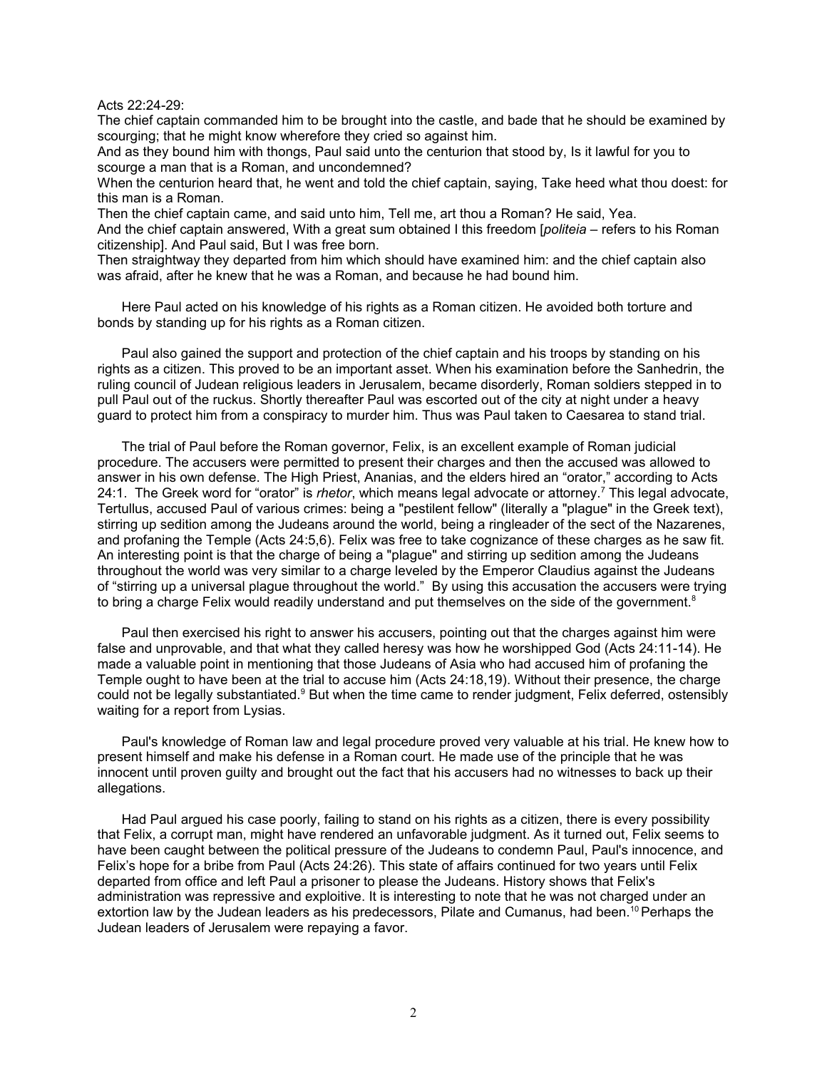Acts 22:24-29:

The chief captain commanded him to be brought into the castle, and bade that he should be examined by scourging; that he might know wherefore they cried so against him.

And as they bound him with thongs, Paul said unto the centurion that stood by, Is it lawful for you to scourge a man that is a Roman, and uncondemned?

When the centurion heard that, he went and told the chief captain, saying, Take heed what thou doest: for this man is a Roman.

Then the chief captain came, and said unto him, Tell me, art thou a Roman? He said, Yea.

And the chief captain answered, With a great sum obtained I this freedom [*politeia* – refers to his Roman citizenship]. And Paul said, But I was free born.

Then straightway they departed from him which should have examined him: and the chief captain also was afraid, after he knew that he was a Roman, and because he had bound him.

Here Paul acted on his knowledge of his rights as a Roman citizen. He avoided both torture and bonds by standing up for his rights as a Roman citizen.

Paul also gained the support and protection of the chief captain and his troops by standing on his rights as a citizen. This proved to be an important asset. When his examination before the Sanhedrin, the ruling council of Judean religious leaders in Jerusalem, became disorderly, Roman soldiers stepped in to pull Paul out of the ruckus. Shortly thereafter Paul was escorted out of the city at night under a heavy guard to protect him from a conspiracy to murder him. Thus was Paul taken to Caesarea to stand trial.

The trial of Paul before the Roman governor, Felix, is an excellent example of Roman judicial procedure. The accusers were permitted to present their charges and then the accused was allowed to answer in his own defense. The High Priest, Ananias, and the elders hired an "orator," according to Acts 24:1. The Greek word for "orator" is *rhetor*, which means legal advocate or attorney.[7] This legal advocate, Tertullus, accused Paul of various crimes: being a "pestilent fellow" (literally a "plague" in the Greek text), stirring up sedition among the Judeans around the world, being a ringleader of the sect of the Nazarenes, and profaning the Temple (Acts 24:5,6). Felix was free to take cognizance of these charges as he saw fit. An interesting point is that the charge of being a "plague" and stirring up sedition among the Judeans throughout the world was very similar to a charge leveled by the Emperor Claudius against the Judeans of "stirring up a universal plague throughout the world." By using this accusation the accusers were trying to bring a charge Felix would readily understand and put themselves on the side of the government.[8]

Paul then exercised his right to answer his accusers, pointing out that the charges against him were false and unprovable, and that what they called heresy was how he worshipped God (Acts 24:11-14). He made a valuable point in mentioning that those Judeans of Asia who had accused him of profaning the Temple ought to have been at the trial to accuse him (Acts 24:18,19). Without their presence, the charge could not be legally substantiated.[9] But when the time came to render judgment, Felix deferred, ostensibly waiting for a report from Lysias.

Paul's knowledge of Roman law and legal procedure proved very valuable at his trial. He knew how to present himself and make his defense in a Roman court. He made use of the principle that he was innocent until proven guilty and brought out the fact that his accusers had no witnesses to back up their allegations.

Had Paul argued his case poorly, failing to stand on his rights as a citizen, there is every possibility that Felix, a corrupt man, might have rendered an unfavorable judgment. As it turned out, Felix seems to have been caught between the political pressure of the Judeans to condemn Paul, Paul's innocence, and Felix's hope for a bribe from Paul (Acts 24:26). This state of affairs continued for two years until Felix departed from office and left Paul a prisoner to please the Judeans. History shows that Felix's administration was repressive and exploitive. It is interesting to note that he was not charged under an extortion law by the Judean leaders as his predecessors, Pilate and Cumanus, had been.[10] Perhaps the Judean leaders of Jerusalem were repaying a favor.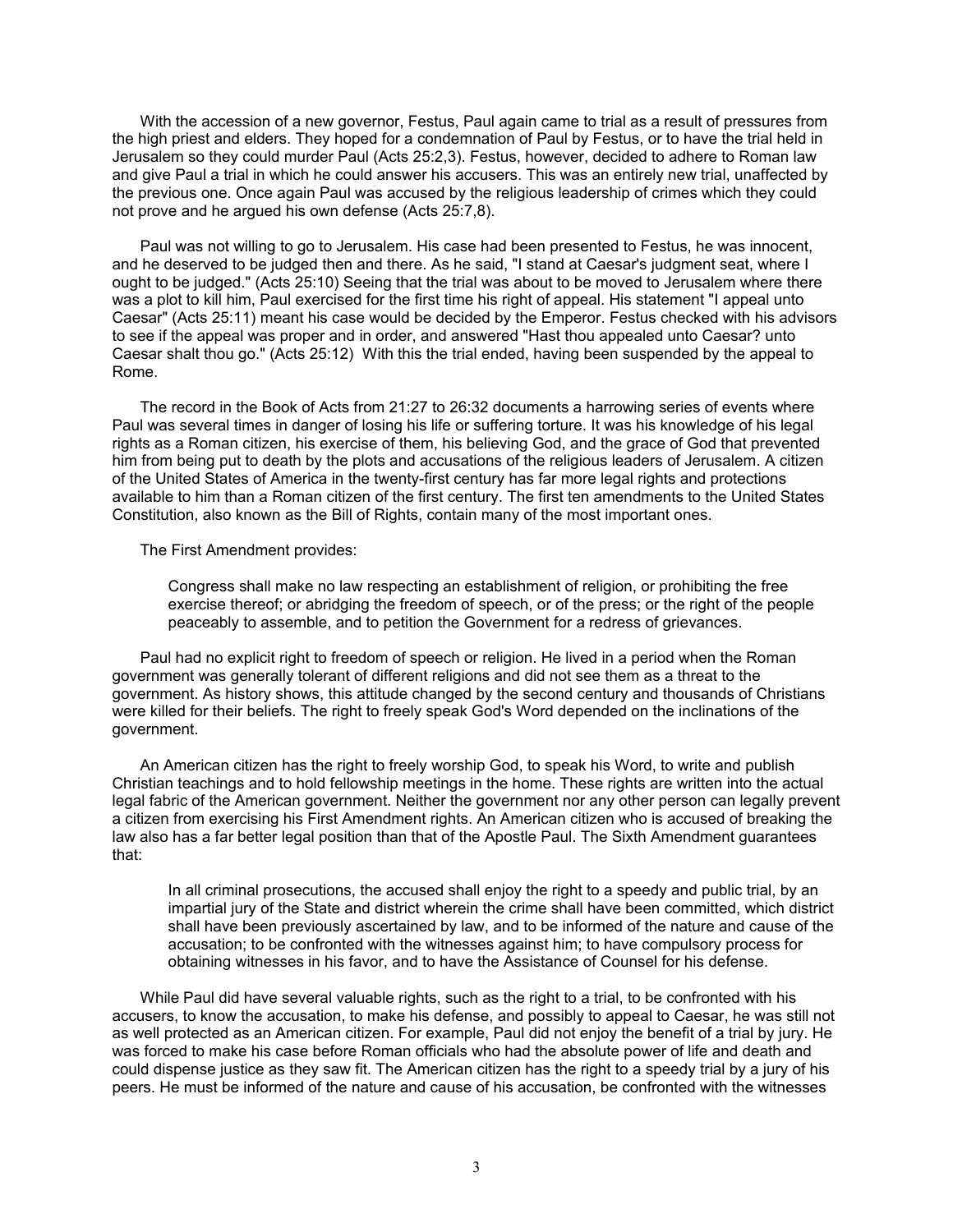With the accession of a new governor, Festus, Paul again came to trial as a result of pressures from the high priest and elders. They hoped for a condemnation of Paul by Festus, or to have the trial held in Jerusalem so they could murder Paul (Acts 25:2,3). Festus, however, decided to adhere to Roman law and give Paul a trial in which he could answer his accusers. This was an entirely new trial, unaffected by the previous one. Once again Paul was accused by the religious leadership of crimes which they could not prove and he argued his own defense (Acts 25:7,8).

Paul was not willing to go to Jerusalem. His case had been presented to Festus, he was innocent, and he deserved to be judged then and there. As he said, "I stand at Caesar's judgment seat, where I ought to be judged." (Acts 25:10) Seeing that the trial was about to be moved to Jerusalem where there was a plot to kill him, Paul exercised for the first time his right of appeal. His statement "I appeal unto Caesar" (Acts 25:11) meant his case would be decided by the Emperor. Festus checked with his advisors to see if the appeal was proper and in order, and answered "Hast thou appealed unto Caesar? unto Caesar shalt thou go." (Acts 25:12) With this the trial ended, having been suspended by the appeal to Rome.

The record in the Book of Acts from 21:27 to 26:32 documents a harrowing series of events where Paul was several times in danger of losing his life or suffering torture. It was his knowledge of his legal rights as a Roman citizen, his exercise of them, his believing God, and the grace of God that prevented him from being put to death by the plots and accusations of the religious leaders of Jerusalem. A citizen of the United States of America in the twenty-first century has far more legal rights and protections available to him than a Roman citizen of the first century. The first ten amendments to the United States Constitution, also known as the Bill of Rights, contain many of the most important ones.

The First Amendment provides:

> Congress shall make no law respecting an establishment of religion, or prohibiting the free exercise thereof; or abridging the freedom of speech, or of the press; or the right of the people peaceably to assemble, and to petition the Government for a redress of grievances.

Paul had no explicit right to freedom of speech or religion. He lived in a period when the Roman government was generally tolerant of different religions and did not see them as a threat to the government. As history shows, this attitude changed by the second century and thousands of Christians were killed for their beliefs. The right to freely speak God's Word depended on the inclinations of the government.

An American citizen has the right to freely worship God, to speak his Word, to write and publish Christian teachings and to hold fellowship meetings in the home. These rights are written into the actual legal fabric of the American government. Neither the government nor any other person can legally prevent a citizen from exercising his First Amendment rights. An American citizen who is accused of breaking the law also has a far better legal position than that of the Apostle Paul. The Sixth Amendment guarantees that:

> In all criminal prosecutions, the accused shall enjoy the right to a speedy and public trial, by an impartial jury of the State and district wherein the crime shall have been committed, which district shall have been previously ascertained by law, and to be informed of the nature and cause of the accusation; to be confronted with the witnesses against him; to have compulsory process for obtaining witnesses in his favor, and to have the Assistance of Counsel for his defense.

While Paul did have several valuable rights, such as the right to a trial, to be confronted with his accusers, to know the accusation, to make his defense, and possibly to appeal to Caesar, he was still not as well protected as an American citizen. For example, Paul did not enjoy the benefit of a trial by jury. He was forced to make his case before Roman officials who had the absolute power of life and death and could dispense justice as they saw fit. The American citizen has the right to a speedy trial by a jury of his peers. He must be informed of the nature and cause of his accusation, be confronted with the witnesses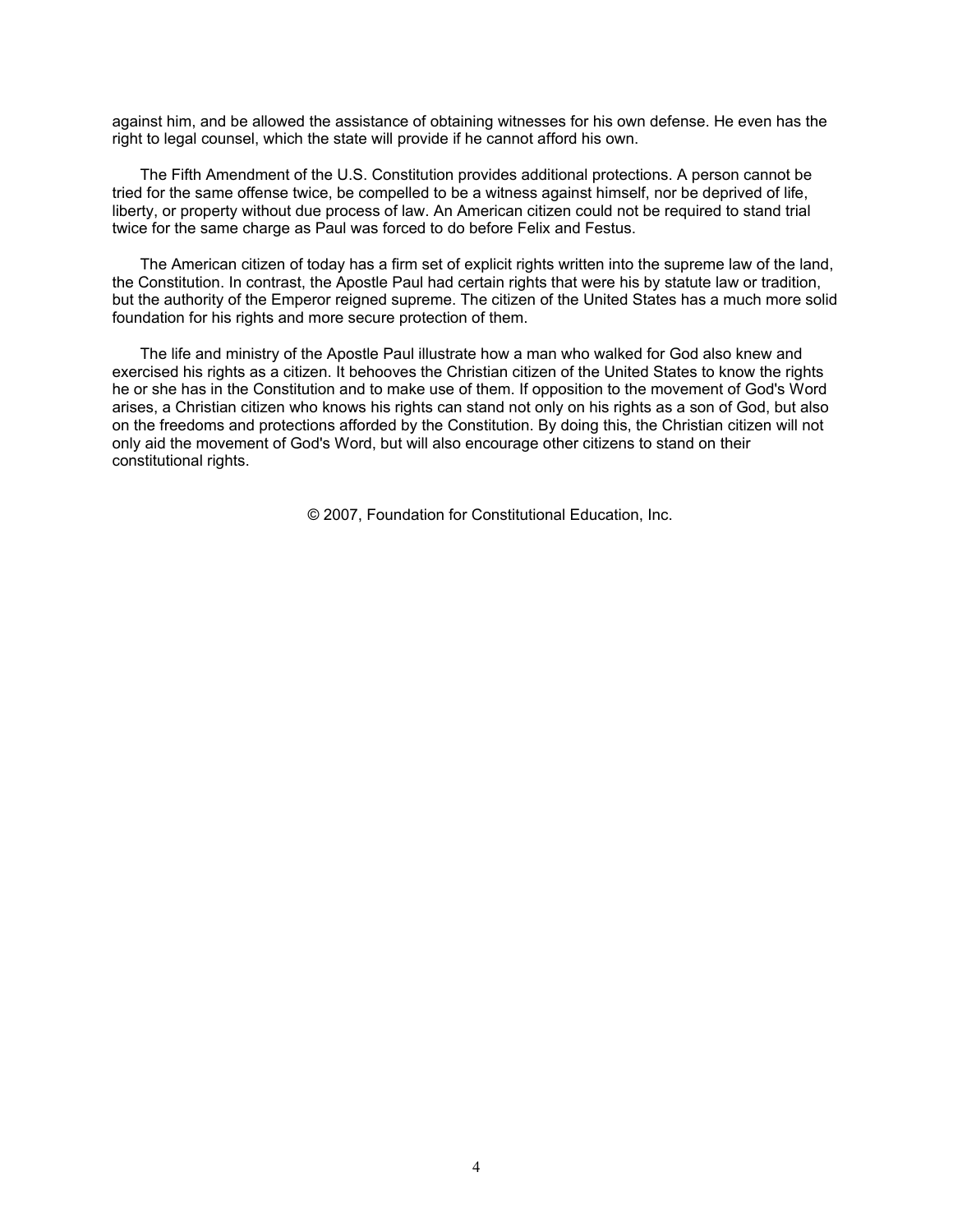against him, and be allowed the assistance of obtaining witnesses for his own defense. He even has the right to legal counsel, which the state will provide if he cannot afford his own.

The Fifth Amendment of the U.S. Constitution provides additional protections. A person cannot be tried for the same offense twice, be compelled to be a witness against himself, nor be deprived of life, liberty, or property without due process of law. An American citizen could not be required to stand trial twice for the same charge as Paul was forced to do before Felix and Festus.

The American citizen of today has a firm set of explicit rights written into the supreme law of the land, the Constitution. In contrast, the Apostle Paul had certain rights that were his by statute law or tradition, but the authority of the Emperor reigned supreme. The citizen of the United States has a much more solid foundation for his rights and more secure protection of them.

The life and ministry of the Apostle Paul illustrate how a man who walked for God also knew and exercised his rights as a citizen. It behooves the Christian citizen of the United States to know the rights he or she has in the Constitution and to make use of them. If opposition to the movement of God's Word arises, a Christian citizen who knows his rights can stand not only on his rights as a son of God, but also on the freedoms and protections afforded by the Constitution. By doing this, the Christian citizen will not only aid the movement of God's Word, but will also encourage other citizens to stand on their constitutional rights.

© 2007, Foundation for Constitutional Education, Inc.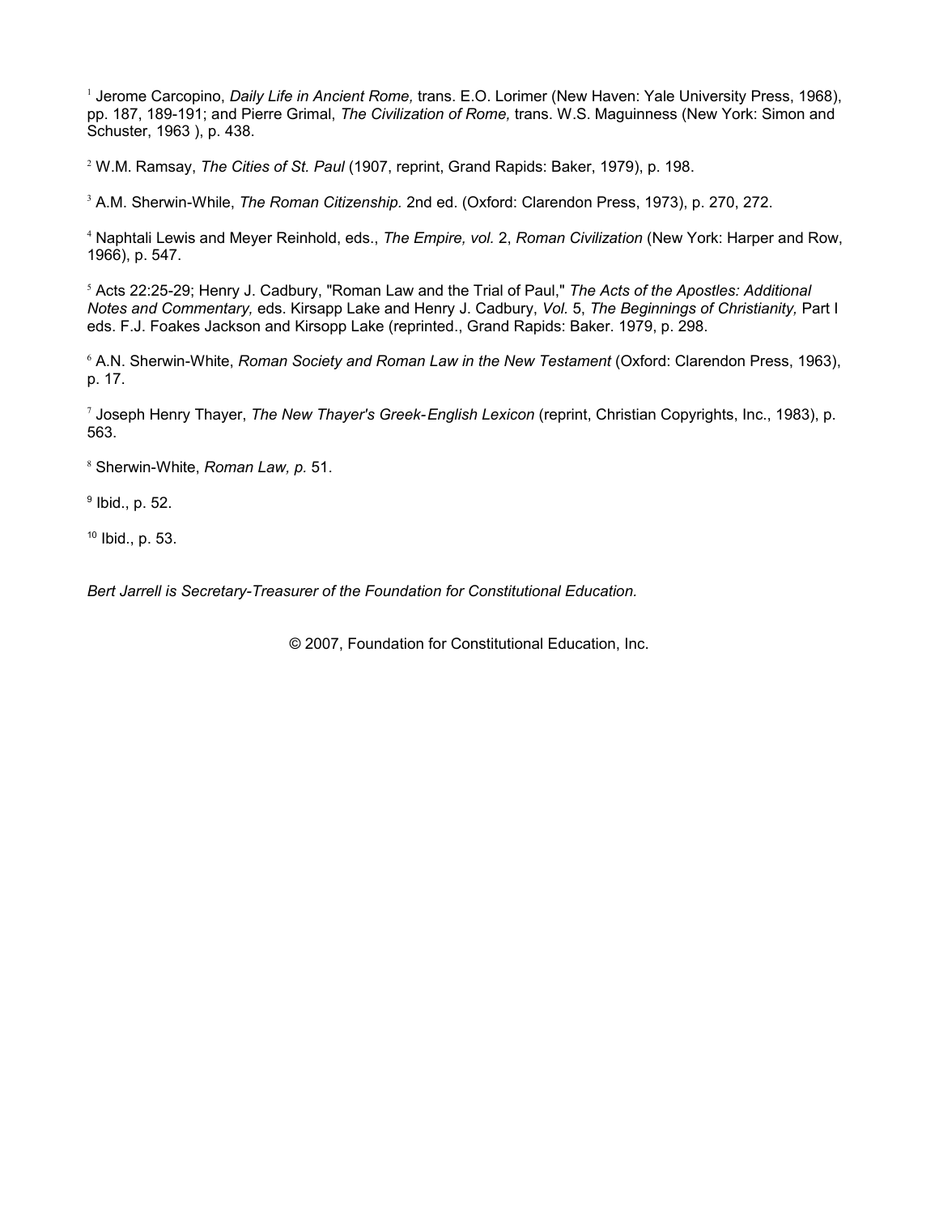[1] Jerome Carcopino, *Daily Life in Ancient Rome,* trans. E.O. Lorimer (New Haven: Yale University Press, 1968), pp. 187, 189-191; and Pierre Grimal, *The Civilization of Rome,* trans. W.S. Maguinness (New York: Simon and Schuster, 1963 ), p. 438.

[2] W.M. Ramsay, *The Cities of St. Paul* (1907, reprint, Grand Rapids: Baker, 1979), p. 198.

[3] A.M. Sherwin-While, *The Roman Citizenship.* 2nd ed. (Oxford: Clarendon Press, 1973), p. 270, 272.

[4] Naphtali Lewis and Meyer Reinhold, eds., *The Empire, vol.* 2, *Roman Civilization* (New York: Harper and Row, 1966), p. 547.

[5] Acts 22:25-29; Henry J. Cadbury, "Roman Law and the Trial of Paul," *The Acts of the Apostles: Additional Notes and Commentary,* eds. Kirsapp Lake and Henry J. Cadbury, *Vol.* 5, *The Beginnings of Christianity,* Part I eds. F.J. Foakes Jackson and Kirsopp Lake (reprinted., Grand Rapids: Baker. 1979, p. 298.

[6] A.N. Sherwin-White, *Roman Society and Roman Law in the New Testament* (Oxford: Clarendon Press, 1963), p. 17.

[7] Joseph Henry Thayer, *The New Thayer's Greek-English Lexicon* (reprint, Christian Copyrights, Inc., 1983), p. 563.

[8] Sherwin-White, *Roman Law, p.* 51.

[9] Ibid., p. 52.

[10] Ibid., p. 53.

*Bert Jarrell is Secretary-Treasurer of the Foundation for Constitutional Education.*

© 2007, Foundation for Constitutional Education, Inc.